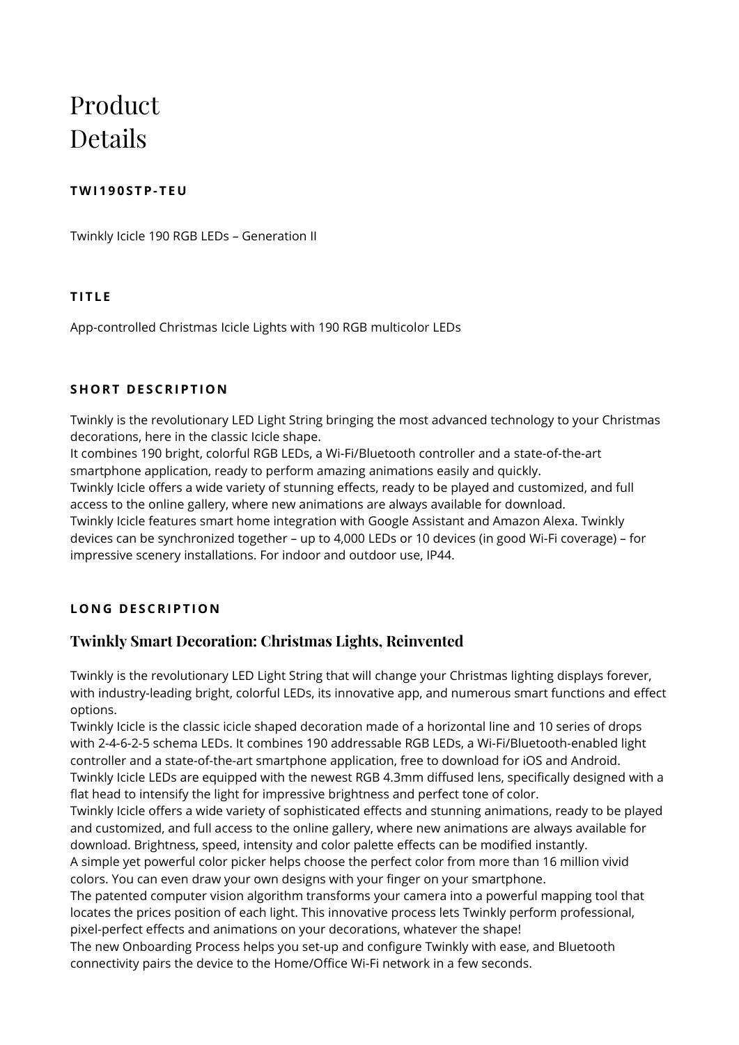# Product Details

### TWI190STP-TEU

Twinkly Icicle 190 RGB LEDs – Generation II

### TITLE

App-controlled Christmas Icicle Lights with 190 RGB multicolor LEDs

### SHORT DESCRIPTION

Twinkly is the revolutionary LED Light String bringing the most advanced technology to your Christmas decorations, here in the classic Icicle shape.
It combines 190 bright, colorful RGB LEDs, a Wi-Fi/Bluetooth controller and a state-of-the-art smartphone application, ready to perform amazing animations easily and quickly.
Twinkly Icicle offers a wide variety of stunning effects, ready to be played and customized, and full access to the online gallery, where new animations are always available for download.
Twinkly Icicle features smart home integration with Google Assistant and Amazon Alexa. Twinkly devices can be synchronized together – up to 4,000 LEDs or 10 devices (in good Wi-Fi coverage) – for impressive scenery installations. For indoor and outdoor use, IP44.

### LONG DESCRIPTION

## Twinkly Smart Decoration: Christmas Lights, Reinvented

Twinkly is the revolutionary LED Light String that will change your Christmas lighting displays forever, with industry-leading bright, colorful LEDs, its innovative app, and numerous smart functions and effect options.
Twinkly Icicle is the classic icicle shaped decoration made of a horizontal line and 10 series of drops with 2-4-6-2-5 schema LEDs. It combines 190 addressable RGB LEDs, a Wi-Fi/Bluetooth-enabled light controller and a state-of-the-art smartphone application, free to download for iOS and Android.
Twinkly Icicle LEDs are equipped with the newest RGB 4.3mm diffused lens, specifically designed with a flat head to intensify the light for impressive brightness and perfect tone of color.
Twinkly Icicle offers a wide variety of sophisticated effects and stunning animations, ready to be played and customized, and full access to the online gallery, where new animations are always available for download. Brightness, speed, intensity and color palette effects can be modified instantly.
A simple yet powerful color picker helps choose the perfect color from more than 16 million vivid colors. You can even draw your own designs with your finger on your smartphone.
The patented computer vision algorithm transforms your camera into a powerful mapping tool that locates the prices position of each light. This innovative process lets Twinkly perform professional, pixel-perfect effects and animations on your decorations, whatever the shape!
The new Onboarding Process helps you set-up and configure Twinkly with ease, and Bluetooth connectivity pairs the device to the Home/Office Wi-Fi network in a few seconds.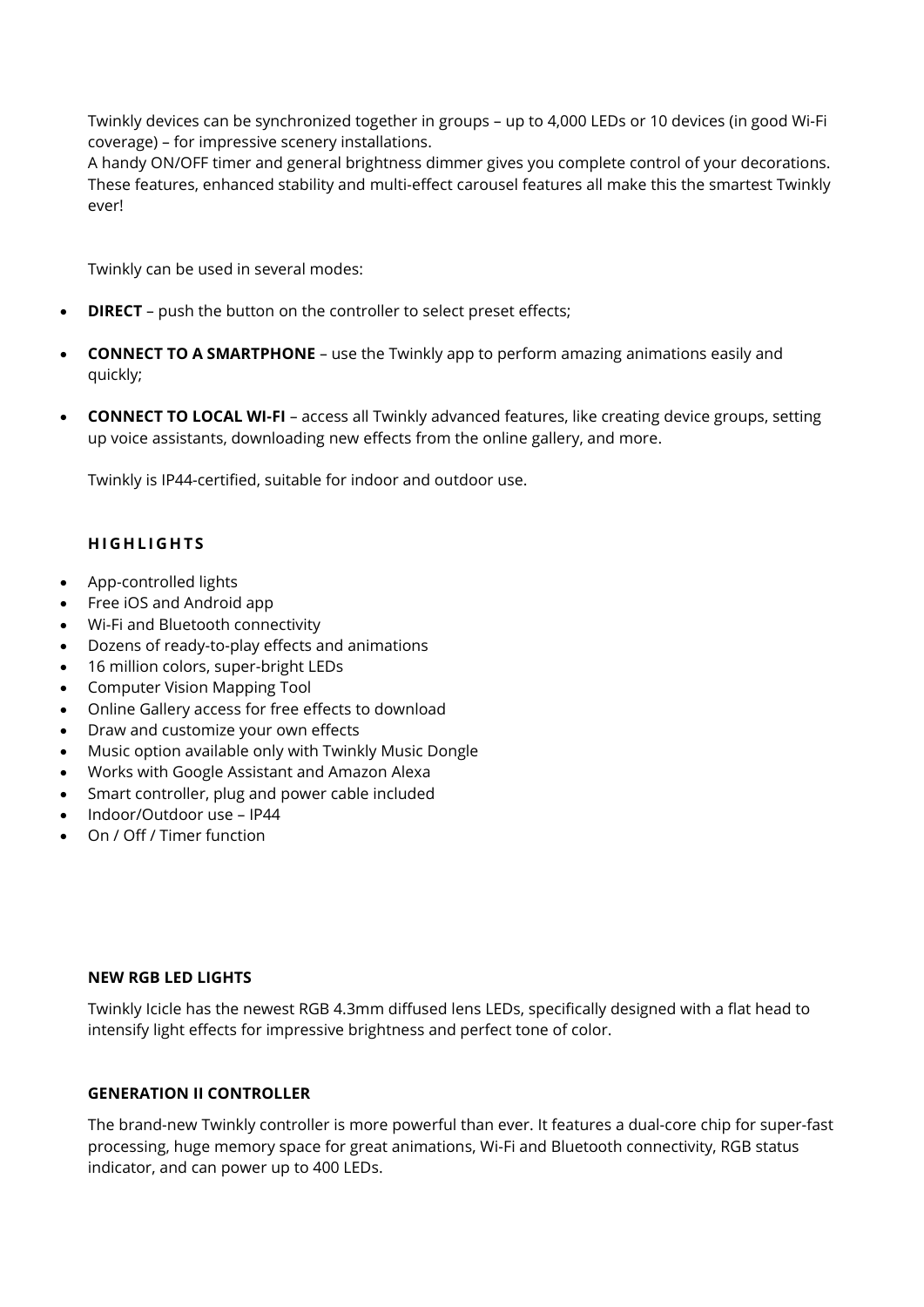Twinkly devices can be synchronized together in groups – up to 4,000 LEDs or 10 devices (in good Wi-Fi coverage) – for impressive scenery installations.
A handy ON/OFF timer and general brightness dimmer gives you complete control of your decorations. These features, enhanced stability and multi-effect carousel features all make this the smartest Twinkly ever!

Twinkly can be used in several modes:

- **DIRECT** – push the button on the controller to select preset effects;
- **CONNECT TO A SMARTPHONE** – use the Twinkly app to perform amazing animations easily and quickly;
- **CONNECT TO LOCAL WI-FI** – access all Twinkly advanced features, like creating device groups, setting up voice assistants, downloading new effects from the online gallery, and more.

Twinkly is IP44-certified, suitable for indoor and outdoor use.

### HIGHLIGHTS

- App-controlled lights
- Free iOS and Android app
- Wi-Fi and Bluetooth connectivity
- Dozens of ready-to-play effects and animations
- 16 million colors, super-bright LEDs
- Computer Vision Mapping Tool
- Online Gallery access for free effects to download
- Draw and customize your own effects
- Music option available only with Twinkly Music Dongle
- Works with Google Assistant and Amazon Alexa
- Smart controller, plug and power cable included
- Indoor/Outdoor use – IP44
- On / Off / Timer function

### NEW RGB LED LIGHTS

Twinkly Icicle has the newest RGB 4.3mm diffused lens LEDs, specifically designed with a flat head to intensify light effects for impressive brightness and perfect tone of color.

### GENERATION II CONTROLLER

The brand-new Twinkly controller is more powerful than ever. It features a dual-core chip for super-fast processing, huge memory space for great animations, Wi-Fi and Bluetooth connectivity, RGB status indicator, and can power up to 400 LEDs.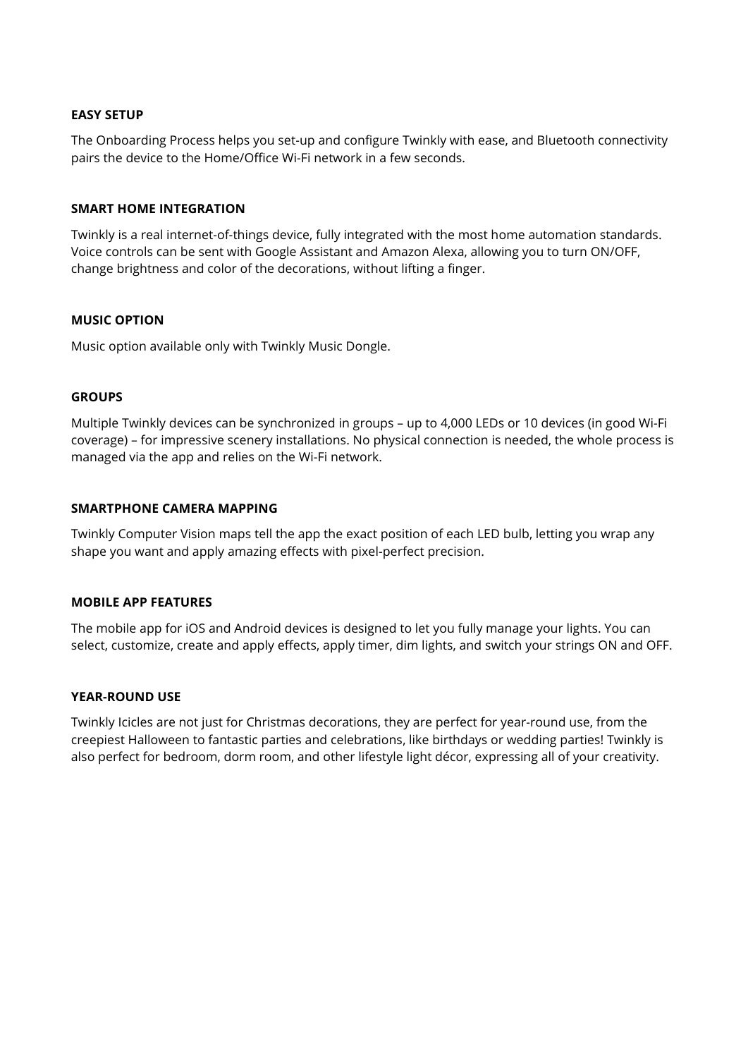**EASY SETUP**

The Onboarding Process helps you set-up and configure Twinkly with ease, and Bluetooth connectivity pairs the device to the Home/Office Wi-Fi network in a few seconds.

**SMART HOME INTEGRATION**

Twinkly is a real internet-of-things device, fully integrated with the most home automation standards. Voice controls can be sent with Google Assistant and Amazon Alexa, allowing you to turn ON/OFF, change brightness and color of the decorations, without lifting a finger.

**MUSIC OPTION**

Music option available only with Twinkly Music Dongle.

**GROUPS**

Multiple Twinkly devices can be synchronized in groups – up to 4,000 LEDs or 10 devices (in good Wi-Fi coverage) – for impressive scenery installations. No physical connection is needed, the whole process is managed via the app and relies on the Wi-Fi network.

**SMARTPHONE CAMERA MAPPING**

Twinkly Computer Vision maps tell the app the exact position of each LED bulb, letting you wrap any shape you want and apply amazing effects with pixel-perfect precision.

**MOBILE APP FEATURES**

The mobile app for iOS and Android devices is designed to let you fully manage your lights. You can select, customize, create and apply effects, apply timer, dim lights, and switch your strings ON and OFF.

**YEAR-ROUND USE**

Twinkly Icicles are not just for Christmas decorations, they are perfect for year-round use, from the creepiest Halloween to fantastic parties and celebrations, like birthdays or wedding parties! Twinkly is also perfect for bedroom, dorm room, and other lifestyle light décor, expressing all of your creativity.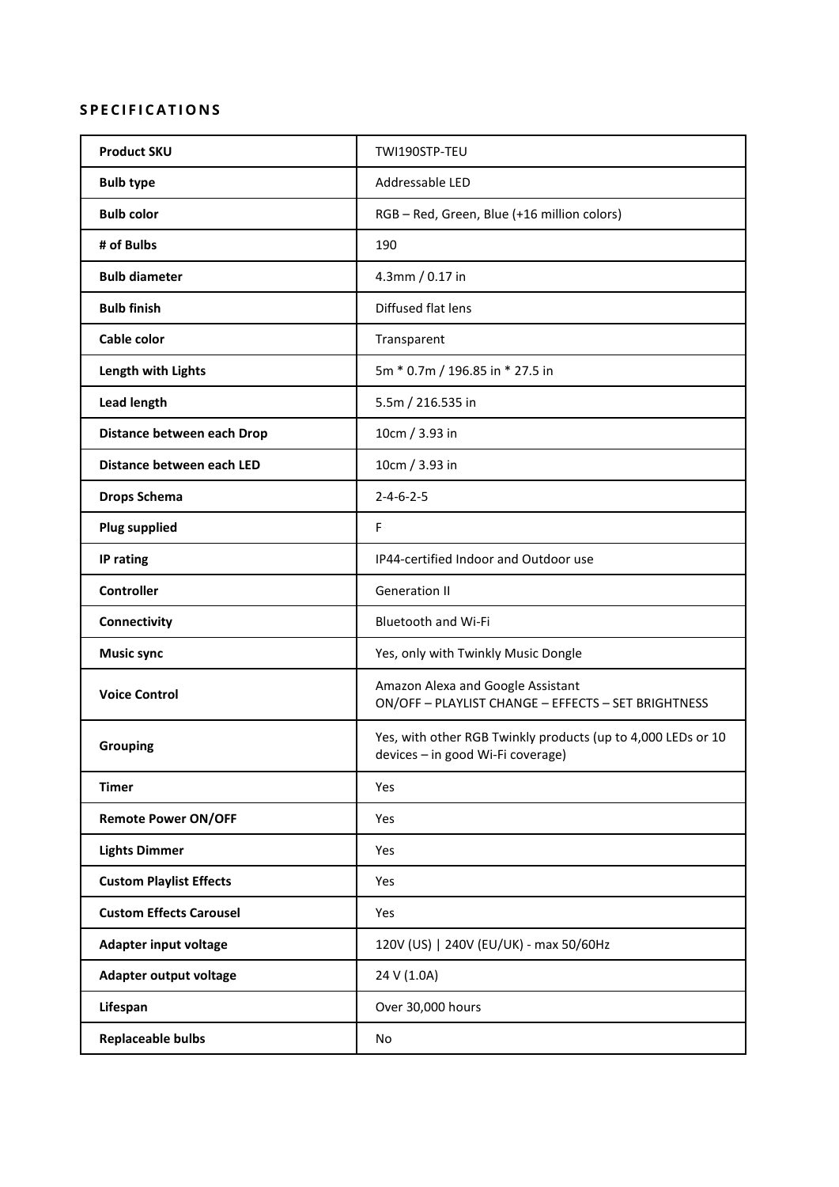## SPECIFICATIONS

| | |
|---|---|
| **Product SKU** | TWI190STP-TEU |
| **Bulb type** | Addressable LED |
| **Bulb color** | RGB – Red, Green, Blue (+16 million colors) |
| **# of Bulbs** | 190 |
| **Bulb diameter** | 4.3mm / 0.17 in |
| **Bulb finish** | Diffused flat lens |
| **Cable color** | Transparent |
| **Length with Lights** | 5m * 0.7m / 196.85 in * 27.5 in |
| **Lead length** | 5.5m / 216.535 in |
| **Distance between each Drop** | 10cm / 3.93 in |
| **Distance between each LED** | 10cm / 3.93 in |
| **Drops Schema** | 2-4-6-2-5 |
| **Plug supplied** | F |
| **IP rating** | IP44-certified Indoor and Outdoor use |
| **Controller** | Generation II |
| **Connectivity** | Bluetooth and Wi-Fi |
| **Music sync** | Yes, only with Twinkly Music Dongle |
| **Voice Control** | Amazon Alexa and Google Assistant ON/OFF – PLAYLIST CHANGE – EFFECTS – SET BRIGHTNESS |
| **Grouping** | Yes, with other RGB Twinkly products (up to 4,000 LEDs or 10 devices – in good Wi-Fi coverage) |
| **Timer** | Yes |
| **Remote Power ON/OFF** | Yes |
| **Lights Dimmer** | Yes |
| **Custom Playlist Effects** | Yes |
| **Custom Effects Carousel** | Yes |
| **Adapter input voltage** | 120V (US) \| 240V (EU/UK) - max 50/60Hz |
| **Adapter output voltage** | 24 V (1.0A) |
| **Lifespan** | Over 30,000 hours |
| **Replaceable bulbs** | No |